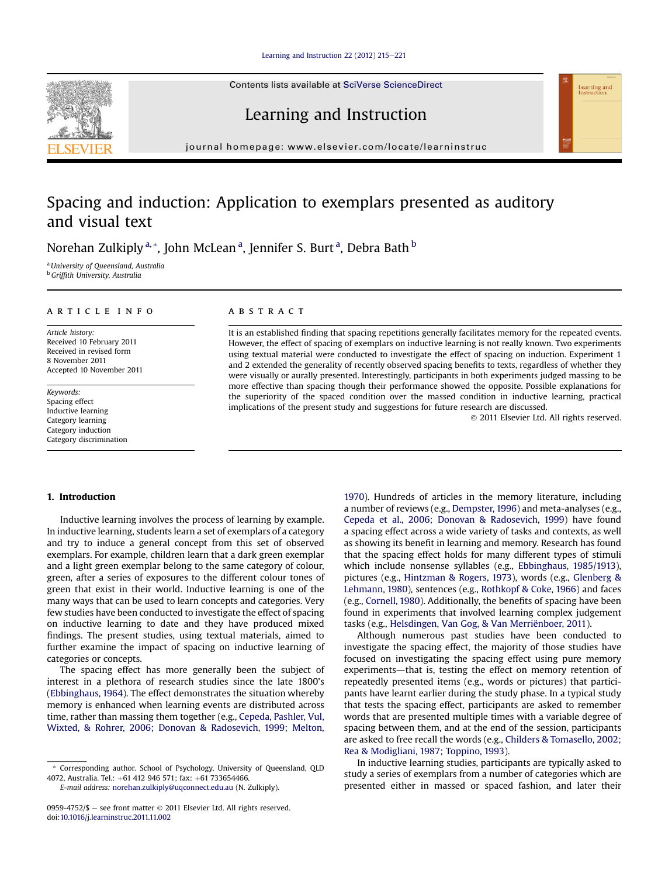# Spacing and induction: Application to exemplars presented as auditory and visual text

Norehan Zulkiply [a,*], John McLean [a], Jennifer S. Burt [a], Debra Bath [b]

[a] University of Queensland, Australia
[b] Griffith University, Australia

## ARTICLE INFO

*Article history:*
Received 10 February 2011
Received in revised form
8 November 2011
Accepted 10 November 2011

*Keywords:*
Spacing effect
Inductive learning
Category learning
Category induction
Category discrimination

## ABSTRACT

It is an established finding that spacing repetitions generally facilitates memory for the repeated events. However, the effect of spacing of exemplars on inductive learning is not really known. Two experiments using textual material were conducted to investigate the effect of spacing on induction. Experiment 1 and 2 extended the generality of recently observed spacing benefits to texts, regardless of whether they were visually or aurally presented. Interestingly, participants in both experiments judged massing to be more effective than spacing though their performance showed the opposite. Possible explanations for the superiority of the spaced condition over the massed condition in inductive learning, practical implications of the present study and suggestions for future research are discussed.

© 2011 Elsevier Ltd. All rights reserved.

## 1. Introduction

Inductive learning involves the process of learning by example. In inductive learning, students learn a set of exemplars of a category and try to induce a general concept from this set of observed exemplars. For example, children learn that a dark green exemplar and a light green exemplar belong to the same category of colour, green, after a series of exposures to the different colour tones of green that exist in their world. Inductive learning is one of the many ways that can be used to learn concepts and categories. Very few studies have been conducted to investigate the effect of spacing on inductive learning to date and they have produced mixed findings. The present studies, using textual materials, aimed to further examine the impact of spacing on inductive learning of categories or concepts.

The spacing effect has more generally been the subject of interest in a plethora of research studies since the late 1800's (Ebbinghaus, 1964). The effect demonstrates the situation whereby memory is enhanced when learning events are distributed across time, rather than massing them together (e.g., Cepeda, Pashler, Vul, Wixted, & Rohrer, 2006; Donovan & Radosevich, 1999; Melton, 1970). Hundreds of articles in the memory literature, including a number of reviews (e.g., Dempster, 1996) and meta-analyses (e.g., Cepeda et al., 2006; Donovan & Radosevich, 1999) have found a spacing effect across a wide variety of tasks and contexts, as well as showing its benefit in learning and memory. Research has found that the spacing effect holds for many different types of stimuli which include nonsense syllables (e.g., Ebbinghaus, 1985/1913), pictures (e.g., Hintzman & Rogers, 1973), words (e.g., Glenberg & Lehmann, 1980), sentences (e.g., Rothkopf & Coke, 1966) and faces (e.g., Cornell, 1980). Additionally, the benefits of spacing have been found in experiments that involved learning complex judgement tasks (e.g., Helsdingen, Van Gog, & Van Merriënboer, 2011).

Although numerous past studies have been conducted to investigate the spacing effect, the majority of those studies have focused on investigating the spacing effect using pure memory experiments—that is, testing the effect on memory retention of repeatedly presented items (e.g., words or pictures) that participants have learnt earlier during the study phase. In a typical study that tests the spacing effect, participants are asked to remember words that are presented multiple times with a variable degree of spacing between them, and at the end of the session, participants are asked to free recall the words (e.g., Childers & Tomasello, 2002; Rea & Modigliani, 1987; Toppino, 1993).

In inductive learning studies, participants are typically asked to study a series of exemplars from a number of categories which are presented either in massed or spaced fashion, and later their

* Corresponding author. School of Psychology, University of Queensland, QLD 4072, Australia. Tel.: +61 412 946 571; fax: +61 733654466.
*E-mail address:* norehan.zulkiply@uqconnect.edu.au (N. Zulkiply).

0959-4752/$ – see front matter © 2011 Elsevier Ltd. All rights reserved.
doi:10.1016/j.learninstruc.2011.11.002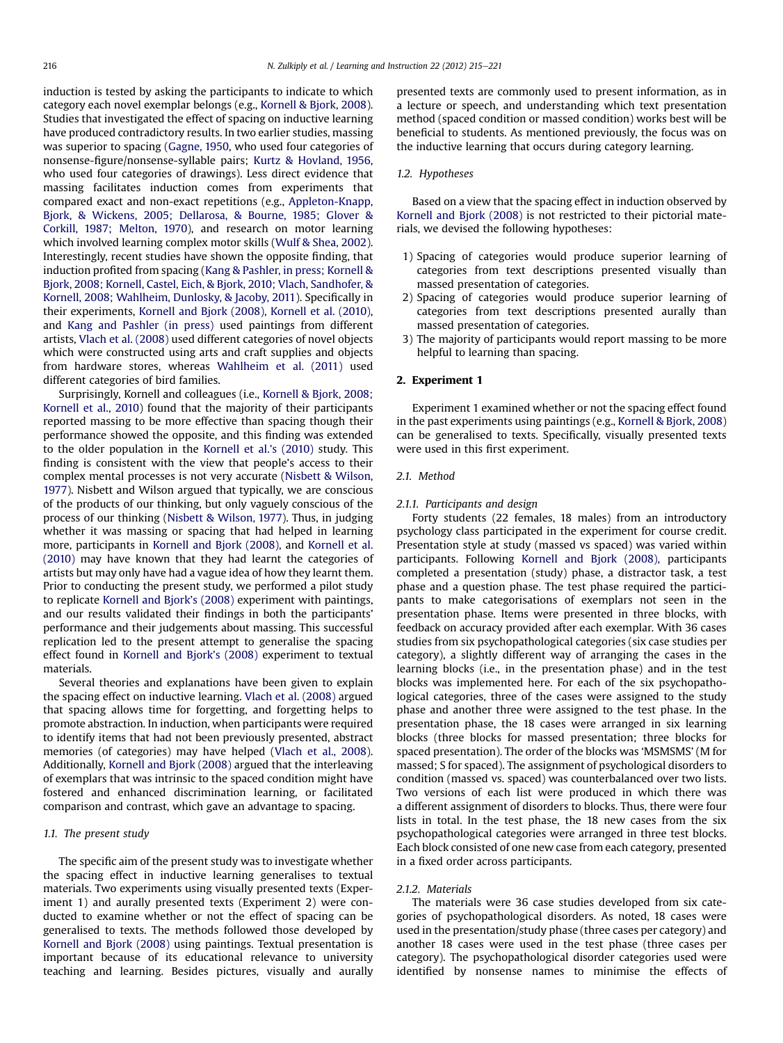induction is tested by asking the participants to indicate to which category each novel exemplar belongs (e.g., Kornell & Bjork, 2008). Studies that investigated the effect of spacing on inductive learning have produced contradictory results. In two earlier studies, massing was superior to spacing (Gagne, 1950, who used four categories of nonsense-figure/nonsense-syllable pairs; Kurtz & Hovland, 1956, who used four categories of drawings). Less direct evidence that massing facilitates induction comes from experiments that compared exact and non-exact repetitions (e.g., Appleton-Knapp, Bjork, & Wickens, 2005; Dellarosa, & Bourne, 1985; Glover & Corkill, 1987; Melton, 1970), and research on motor learning which involved learning complex motor skills (Wulf & Shea, 2002). Interestingly, recent studies have shown the opposite finding, that induction profited from spacing (Kang & Pashler, in press; Kornell & Bjork, 2008; Kornell, Castel, Eich, & Bjork, 2010; Vlach, Sandhofer, & Kornell, 2008; Wahlheim, Dunlosky, & Jacoby, 2011). Specifically in their experiments, Kornell and Bjork (2008), Kornell et al. (2010), and Kang and Pashler (in press) used paintings from different artists, Vlach et al. (2008) used different categories of novel objects which were constructed using arts and craft supplies and objects from hardware stores, whereas Wahlheim et al. (2011) used different categories of bird families.

Surprisingly, Kornell and colleagues (i.e., Kornell & Bjork, 2008; Kornell et al., 2010) found that the majority of their participants reported massing to be more effective than spacing though their performance showed the opposite, and this finding was extended to the older population in the Kornell et al.'s (2010) study. This finding is consistent with the view that people's access to their complex mental processes is not very accurate (Nisbett & Wilson, 1977). Nisbett and Wilson argued that typically, we are conscious of the products of our thinking, but only vaguely conscious of the process of our thinking (Nisbett & Wilson, 1977). Thus, in judging whether it was massing or spacing that had helped in learning more, participants in Kornell and Bjork (2008), and Kornell et al. (2010) may have known that they had learnt the categories of artists but may only have had a vague idea of how they learnt them. Prior to conducting the present study, we performed a pilot study to replicate Kornell and Bjork's (2008) experiment with paintings, and our results validated their findings in both the participants' performance and their judgements about massing. This successful replication led to the present attempt to generalise the spacing effect found in Kornell and Bjork's (2008) experiment to textual materials.

Several theories and explanations have been given to explain the spacing effect on inductive learning. Vlach et al. (2008) argued that spacing allows time for forgetting, and forgetting helps to promote abstraction. In induction, when participants were required to identify items that had not been previously presented, abstract memories (of categories) may have helped (Vlach et al., 2008). Additionally, Kornell and Bjork (2008) argued that the interleaving of exemplars that was intrinsic to the spaced condition might have fostered and enhanced discrimination learning, or facilitated comparison and contrast, which gave an advantage to spacing.

### 1.1. The present study

The specific aim of the present study was to investigate whether the spacing effect in inductive learning generalises to textual materials. Two experiments using visually presented texts (Experiment 1) and aurally presented texts (Experiment 2) were conducted to examine whether or not the effect of spacing can be generalised to texts. The methods followed those developed by Kornell and Bjork (2008) using paintings. Textual presentation is important because of its educational relevance to university teaching and learning. Besides pictures, visually and aurally presented texts are commonly used to present information, as in a lecture or speech, and understanding which text presentation method (spaced condition or massed condition) works best will be beneficial to students. As mentioned previously, the focus was on the inductive learning that occurs during category learning.

### 1.2. Hypotheses

Based on a view that the spacing effect in induction observed by Kornell and Bjork (2008) is not restricted to their pictorial materials, we devised the following hypotheses:

1) Spacing of categories would produce superior learning of categories from text descriptions presented visually than massed presentation of categories.
2) Spacing of categories would produce superior learning of categories from text descriptions presented aurally than massed presentation of categories.
3) The majority of participants would report massing to be more helpful to learning than spacing.

## 2. Experiment 1

Experiment 1 examined whether or not the spacing effect found in the past experiments using paintings (e.g., Kornell & Bjork, 2008) can be generalised to texts. Specifically, visually presented texts were used in this first experiment.

### 2.1. Method

#### 2.1.1. Participants and design

Forty students (22 females, 18 males) from an introductory psychology class participated in the experiment for course credit. Presentation style at study (massed vs spaced) was varied within participants. Following Kornell and Bjork (2008), participants completed a presentation (study) phase, a distractor task, a test phase and a question phase. The test phase required the participants to make categorisations of exemplars not seen in the presentation phase. Items were presented in three blocks, with feedback on accuracy provided after each exemplar. With 36 cases studies from six psychopathological categories (six case studies per category), a slightly different way of arranging the cases in the learning blocks (i.e., in the presentation phase) and in the test blocks was implemented here. For each of the six psychopathological categories, three of the cases were assigned to the study phase and another three were assigned to the test phase. In the presentation phase, the 18 cases were arranged in six learning blocks (three blocks for massed presentation; three blocks for spaced presentation). The order of the blocks was 'MSMSMS' (M for massed; S for spaced). The assignment of psychological disorders to condition (massed vs. spaced) was counterbalanced over two lists. Two versions of each list were produced in which there was a different assignment of disorders to blocks. Thus, there were four lists in total. In the test phase, the 18 new cases from the six psychopathological categories were arranged in three test blocks. Each block consisted of one new case from each category, presented in a fixed order across participants.

#### 2.1.2. Materials

The materials were 36 case studies developed from six categories of psychopathological disorders. As noted, 18 cases were used in the presentation/study phase (three cases per category) and another 18 cases were used in the test phase (three cases per category). The psychopathological disorder categories used were identified by nonsense names to minimise the effects of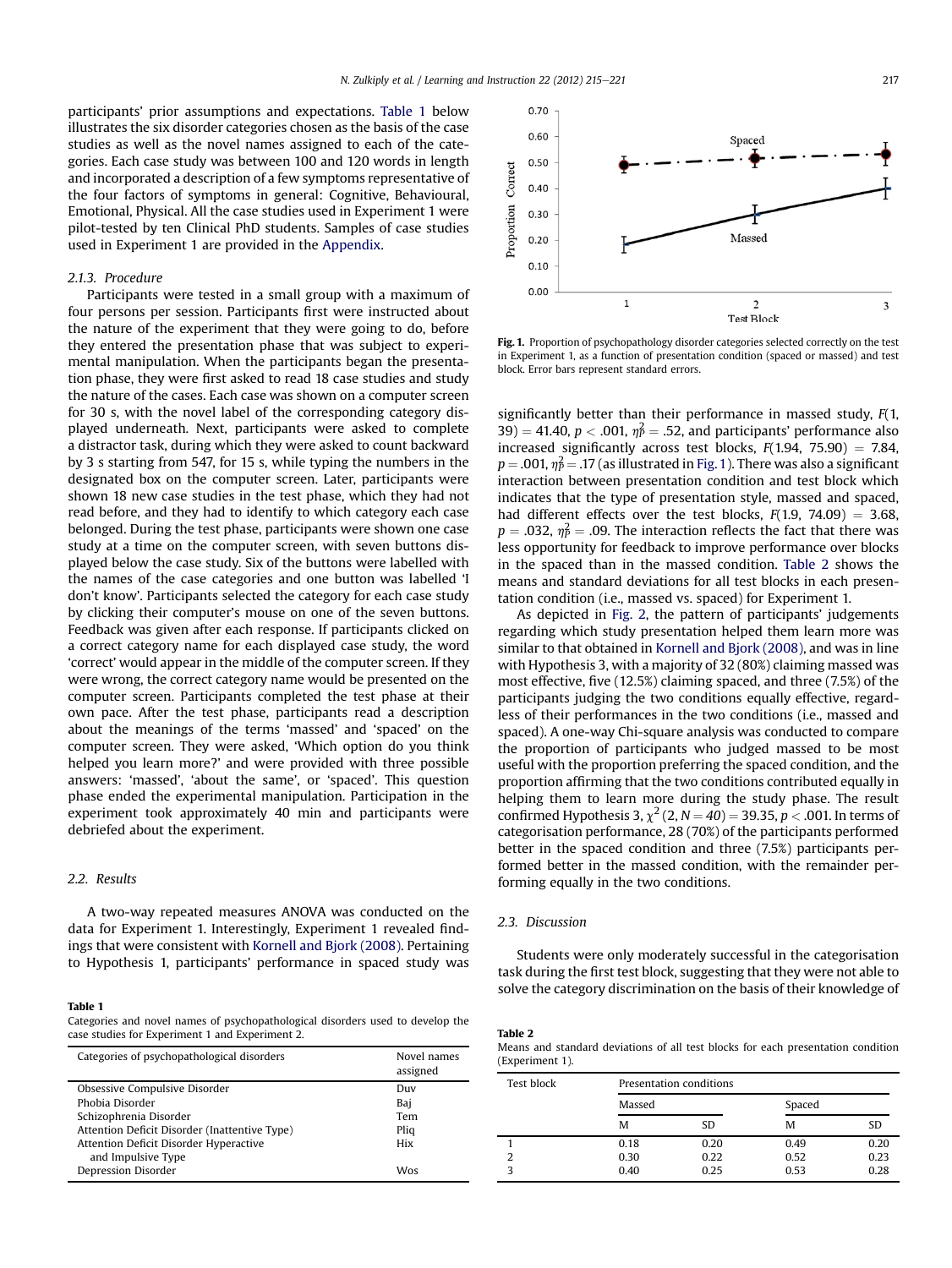participants' prior assumptions and expectations. Table 1 below illustrates the six disorder categories chosen as the basis of the case studies as well as the novel names assigned to each of the categories. Each case study was between 100 and 120 words in length and incorporated a description of a few symptoms representative of the four factors of symptoms in general: Cognitive, Behavioural, Emotional, Physical. All the case studies used in Experiment 1 were pilot-tested by ten Clinical PhD students. Samples of case studies used in Experiment 1 are provided in the Appendix.

### 2.1.3. Procedure

Participants were tested in a small group with a maximum of four persons per session. Participants first were instructed about the nature of the experiment that they were going to do, before they entered the presentation phase that was subject to experimental manipulation. When the participants began the presentation phase, they were first asked to read 18 case studies and study the nature of the cases. Each case was shown on a computer screen for 30 s, with the novel label of the corresponding category displayed underneath. Next, participants were asked to complete a distractor task, during which they were asked to count backward by 3 s starting from 547, for 15 s, while typing the numbers in the designated box on the computer screen. Later, participants were shown 18 new case studies in the test phase, which they had not read before, and they had to identify to which category each case belonged. During the test phase, participants were shown one case study at a time on the computer screen, with seven buttons displayed below the case study. Six of the buttons were labelled with the names of the case categories and one button was labelled 'I don't know'. Participants selected the category for each case study by clicking their computer's mouse on one of the seven buttons. Feedback was given after each response. If participants clicked on a correct category name for each displayed case study, the word 'correct' would appear in the middle of the computer screen. If they were wrong, the correct category name would be presented on the computer screen. Participants completed the test phase at their own pace. After the test phase, participants read a description about the meanings of the terms 'massed' and 'spaced' on the computer screen. They were asked, 'Which option do you think helped you learn more?' and were provided with three possible answers: 'massed', 'about the same', or 'spaced'. This question phase ended the experimental manipulation. Participation in the experiment took approximately 40 min and participants were debriefed about the experiment.

## 2.2. Results

A two-way repeated measures ANOVA was conducted on the data for Experiment 1. Interestingly, Experiment 1 revealed findings that were consistent with Kornell and Bjork (2008). Pertaining to Hypothesis 1, participants' performance in spaced study was significantly better than their performance in massed study, $F(1, 39) = 41.40$, $p < .001$, $\eta_p^2 = .52$, and participants' performance also increased significantly across test blocks, $F(1.94, 75.90) = 7.84$, $p = .001$, $\eta_p^2 = .17$ (as illustrated in Fig. 1). There was also a significant interaction between presentation condition and test block which indicates that the type of presentation style, massed and spaced, had different effects over the test blocks, $F(1.9, 74.09) = 3.68$, $p = .032$, $\eta_p^2 = .09$. The interaction reflects the fact that there was less opportunity for feedback to improve performance over blocks in the spaced than in the massed condition. Table 2 shows the means and standard deviations for all test blocks in each presentation condition (i.e., massed vs. spaced) for Experiment 1.

**Fig. 1.** Proportion of psychopathology disorder categories selected correctly on the test in Experiment 1, as a function of presentation condition (spaced or massed) and test block. Error bars represent standard errors.

As depicted in Fig. 2, the pattern of participants' judgements regarding which study presentation helped them learn more was similar to that obtained in Kornell and Bjork (2008), and was in line with Hypothesis 3, with a majority of 32 (80%) claiming massed was most effective, five (12.5%) claiming spaced, and three (7.5%) of the participants judging the two conditions equally effective, regardless of their performances in the two conditions (i.e., massed and spaced). A one-way Chi-square analysis was conducted to compare the proportion of participants who judged massed to be most useful with the proportion preferring the spaced condition, and the proportion affirming that the two conditions contributed equally in helping them to learn more during the study phase. The result confirmed Hypothesis 3, $\chi^2 (2, N = 40) = 39.35$, $p < .001$. In terms of categorisation performance, 28 (70%) of the participants performed better in the spaced condition and three (7.5%) participants performed better in the massed condition, with the remainder performing equally in the two conditions.

## 2.3. Discussion

Students were only moderately successful in the categorisation task during the first test block, suggesting that they were not able to solve the category discrimination on the basis of their knowledge of

**Table 1**
Categories and novel names of psychopathological disorders used to develop the case studies for Experiment 1 and Experiment 2.

| Categories of psychopathological disorders | Novel names assigned |
|---|---|
| Obsessive Compulsive Disorder | Duv |
| Phobia Disorder | Baj |
| Schizophrenia Disorder | Tem |
| Attention Deficit Disorder (Inattentive Type) | Pliq |
| Attention Deficit Disorder Hyperactive and Impulsive Type | Hix |
| Depression Disorder | Wos |

**Table 2**
Means and standard deviations of all test blocks for each presentation condition (Experiment 1).

| Test block | Presentation conditions | | | |
|---|---|---|---|---|
| | Massed | | Spaced | |
| | M | SD | M | SD |
| 1 | 0.18 | 0.20 | 0.49 | 0.20 |
| 2 | 0.30 | 0.22 | 0.52 | 0.23 |
| 3 | 0.40 | 0.25 | 0.53 | 0.28 |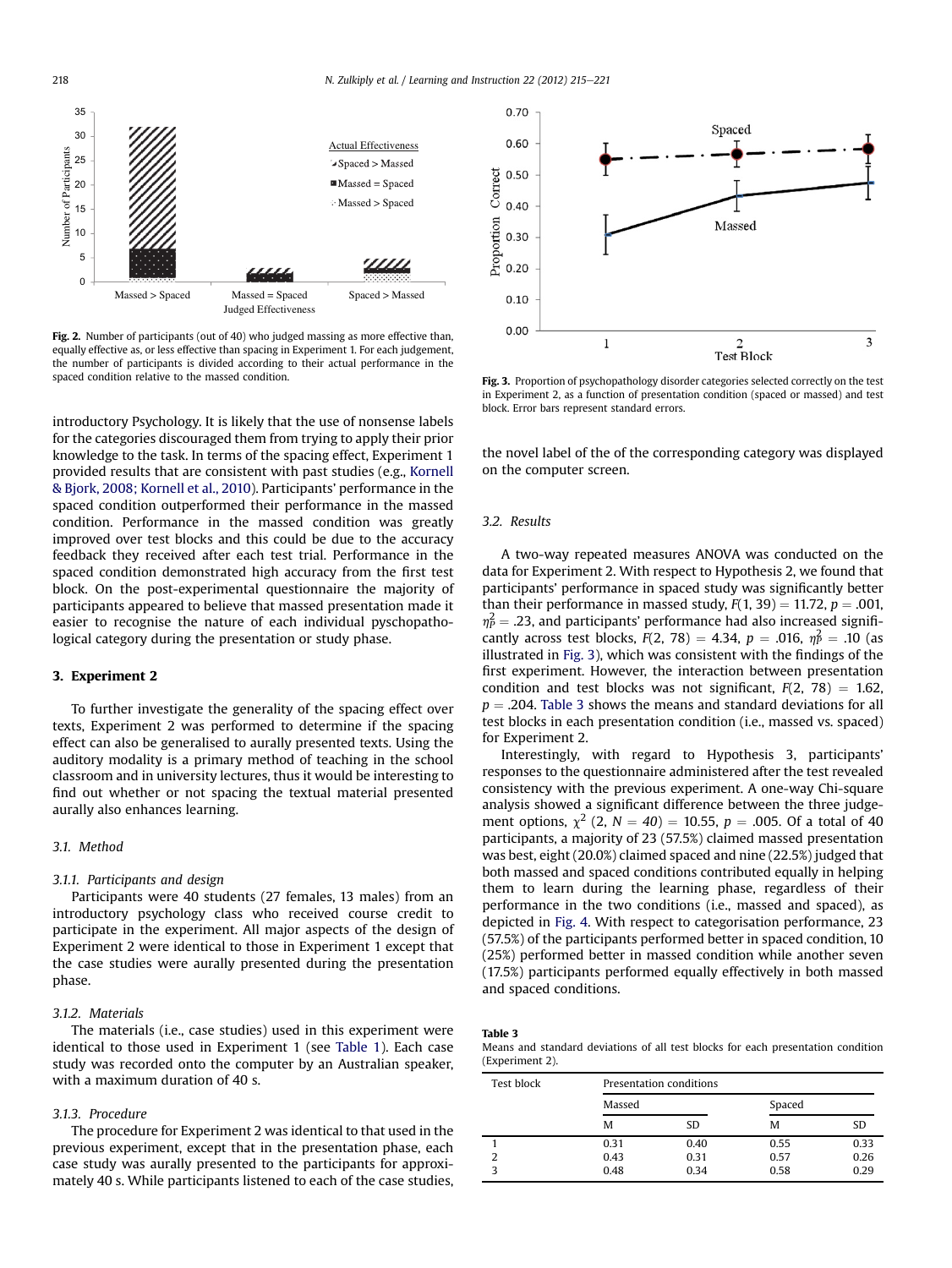Fig. 2. Number of participants (out of 40) who judged massing as more effective than, equally effective as, or less effective than spacing in Experiment 1. For each judgement, the number of participants is divided according to their actual performance in the spaced condition relative to the massed condition.

Fig. 3. Proportion of psychopathology disorder categories selected correctly on the test in Experiment 2, as a function of presentation condition (spaced or massed) and test block. Error bars represent standard errors.

introductory Psychology. It is likely that the use of nonsense labels for the categories discouraged them from trying to apply their prior knowledge to the task. In terms of the spacing effect, Experiment 1 provided results that are consistent with past studies (e.g., Kornell & Bjork, 2008; Kornell et al., 2010). Participants' performance in the spaced condition outperformed their performance in the massed condition. Performance in the massed condition was greatly improved over test blocks and this could be due to the accuracy feedback they received after each test trial. Performance in the spaced condition demonstrated high accuracy from the first test block. On the post-experimental questionnaire the majority of participants appeared to believe that massed presentation made it easier to recognise the nature of each individual pyschopathological category during the presentation or study phase.

## 3. Experiment 2

To further investigate the generality of the spacing effect over texts, Experiment 2 was performed to determine if the spacing effect can also be generalised to aurally presented texts. Using the auditory modality is a primary method of teaching in the school classroom and in university lectures, thus it would be interesting to find out whether or not spacing the textual material presented aurally also enhances learning.

### 3.1. Method

#### 3.1.1. Participants and design

Participants were 40 students (27 females, 13 males) from an introductory psychology class who received course credit to participate in the experiment. All major aspects of the design of Experiment 2 were identical to those in Experiment 1 except that the case studies were aurally presented during the presentation phase.

#### 3.1.2. Materials

The materials (i.e., case studies) used in this experiment were identical to those used in Experiment 1 (see Table 1). Each case study was recorded onto the computer by an Australian speaker, with a maximum duration of 40 s.

#### 3.1.3. Procedure

The procedure for Experiment 2 was identical to that used in the previous experiment, except that in the presentation phase, each case study was aurally presented to the participants for approximately 40 s. While participants listened to each of the case studies, the novel label of the of the corresponding category was displayed on the computer screen.

### 3.2. Results

A two-way repeated measures ANOVA was conducted on the data for Experiment 2. With respect to Hypothesis 2, we found that participants' performance in spaced study was significantly better than their performance in massed study, $F(1, 39) = 11.72$, $p = .001$, $\eta_p^2 = .23$, and participants' performance had also increased significantly across test blocks, $F(2, 78) = 4.34$, $p = .016$, $\eta_p^2 = .10$ (as illustrated in Fig. 3), which was consistent with the findings of the first experiment. However, the interaction between presentation condition and test blocks was not significant, $F(2, 78) = 1.62$, $p = .204$. Table 3 shows the means and standard deviations for all test blocks in each presentation condition (i.e., massed vs. spaced) for Experiment 2.

Interestingly, with regard to Hypothesis 3, participants' responses to the questionnaire administered after the test revealed consistency with the previous experiment. A one-way Chi-square analysis showed a significant difference between the three judgement options, $\chi^2$ (2, $N = 40$) $= 10.55$, $p = .005$. Of a total of 40 participants, a majority of 23 (57.5%) claimed massed presentation was best, eight (20.0%) claimed spaced and nine (22.5%) judged that both massed and spaced conditions contributed equally in helping them to learn during the learning phase, regardless of their performance in the two conditions (i.e., massed and spaced), as depicted in Fig. 4. With respect to categorisation performance, 23 (57.5%) of the participants performed better in spaced condition, 10 (25%) performed better in massed condition while another seven (17.5%) participants performed equally effectively in both massed and spaced conditions.

**Table 3**
Means and standard deviations of all test blocks for each presentation condition (Experiment 2).

| Test block | Presentation conditions | | | |
|---|---|---|---|---|
| | Massed | | Spaced | |
| | M | SD | M | SD |
| 1 | 0.31 | 0.40 | 0.55 | 0.33 |
| 2 | 0.43 | 0.31 | 0.57 | 0.26 |
| 3 | 0.48 | 0.34 | 0.58 | 0.29 |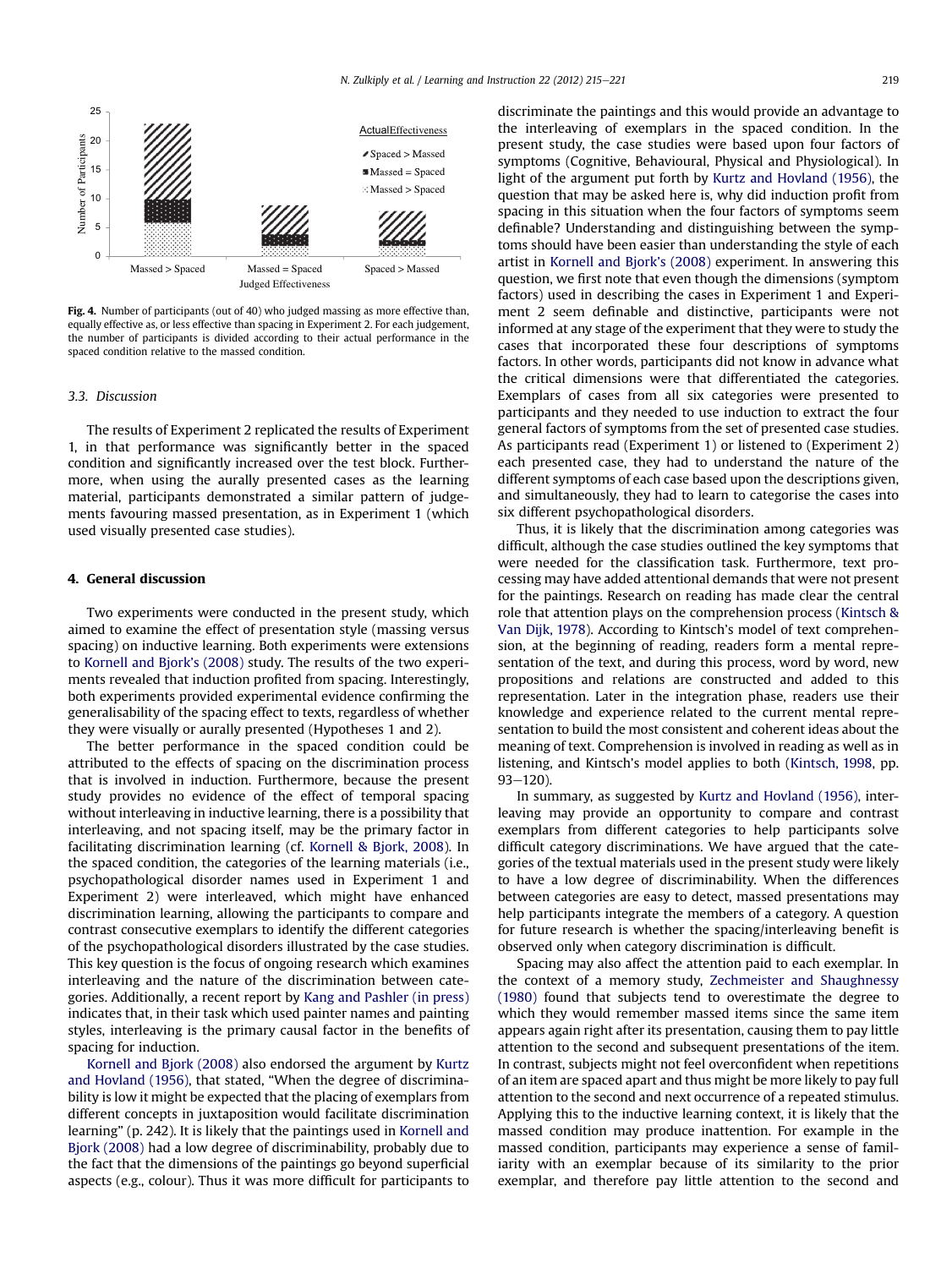25

20

15

10

5

0

Number of Participants

Massed > Spaced

Massed = Spaced

Spaced > Massed

Judged Effectiveness

ActualEffectiveness

Spaced > Massed

Massed = Spaced

Massed > Spaced

**Fig. 4.** Number of participants (out of 40) who judged massing as more effective than, equally effective as, or less effective than spacing in Experiment 2. For each judgement, the number of participants is divided according to their actual performance in the spaced condition relative to the massed condition.

### 3.3. Discussion

The results of Experiment 2 replicated the results of Experiment 1, in that performance was significantly better in the spaced condition and significantly increased over the test block. Furthermore, when using the aurally presented cases as the learning material, participants demonstrated a similar pattern of judgements favouring massed presentation, as in Experiment 1 (which used visually presented case studies).

## 4. General discussion

Two experiments were conducted in the present study, which aimed to examine the effect of presentation style (massing versus spacing) on inductive learning. Both experiments were extensions to Kornell and Bjork's (2008) study. The results of the two experiments revealed that induction profited from spacing. Interestingly, both experiments provided experimental evidence confirming the generalisability of the spacing effect to texts, regardless of whether they were visually or aurally presented (Hypotheses 1 and 2).

The better performance in the spaced condition could be attributed to the effects of spacing on the discrimination process that is involved in induction. Furthermore, because the present study provides no evidence of the effect of temporal spacing without interleaving in inductive learning, there is a possibility that interleaving, and not spacing itself, may be the primary factor in facilitating discrimination learning (cf. Kornell & Bjork, 2008). In the spaced condition, the categories of the learning materials (i.e., psychopathological disorder names used in Experiment 1 and Experiment 2) were interleaved, which might have enhanced discrimination learning, allowing the participants to compare and contrast consecutive exemplars to identify the different categories of the psychopathological disorders illustrated by the case studies. This key question is the focus of ongoing research which examines interleaving and the nature of the discrimination between categories. Additionally, a recent report by Kang and Pashler (in press) indicates that, in their task which used painter names and painting styles, interleaving is the primary causal factor in the benefits of spacing for induction.

Kornell and Bjork (2008) also endorsed the argument by Kurtz and Hovland (1956), that stated, "When the degree of discriminability is low it might be expected that the placing of exemplars from different concepts in juxtaposition would facilitate discrimination learning" (p. 242). It is likely that the paintings used in Kornell and Bjork (2008) had a low degree of discriminability, probably due to the fact that the dimensions of the paintings go beyond superficial aspects (e.g., colour). Thus it was more difficult for participants to discriminate the paintings and this would provide an advantage to the interleaving of exemplars in the spaced condition. In the present study, the case studies were based upon four factors of symptoms (Cognitive, Behavioural, Physical and Physiological). In light of the argument put forth by Kurtz and Hovland (1956), the question that may be asked here is, why did induction profit from spacing in this situation when the four factors of symptoms seem definable? Understanding and distinguishing between the symptoms should have been easier than understanding the style of each artist in Kornell and Bjork's (2008) experiment. In answering this question, we first note that even though the dimensions (symptom factors) used in describing the cases in Experiment 1 and Experiment 2 seem definable and distinctive, participants were not informed at any stage of the experiment that they were to study the cases that incorporated these four descriptions of symptoms factors. In other words, participants did not know in advance what the critical dimensions were that differentiated the categories. Exemplars of cases from all six categories were presented to participants and they needed to use induction to extract the four general factors of symptoms from the set of presented case studies. As participants read (Experiment 1) or listened to (Experiment 2) each presented case, they had to understand the nature of the different symptoms of each case based upon the descriptions given, and simultaneously, they had to learn to categorise the cases into six different psychopathological disorders.

Thus, it is likely that the discrimination among categories was difficult, although the case studies outlined the key symptoms that were needed for the classification task. Furthermore, text processing may have added attentional demands that were not present for the paintings. Research on reading has made clear the central role that attention plays on the comprehension process (Kintsch & Van Dijk, 1978). According to Kintsch's model of text comprehension, at the beginning of reading, readers form a mental representation of the text, and during this process, word by word, new propositions and relations are constructed and added to this representation. Later in the integration phase, readers use their knowledge and experience related to the current mental representation to build the most consistent and coherent ideas about the meaning of text. Comprehension is involved in reading as well as in listening, and Kintsch's model applies to both (Kintsch, 1998, pp. 93–120).

In summary, as suggested by Kurtz and Hovland (1956), interleaving may provide an opportunity to compare and contrast exemplars from different categories to help participants solve difficult category discriminations. We have argued that the categories of the textual materials used in the present study were likely to have a low degree of discriminability. When the differences between categories are easy to detect, massed presentations may help participants integrate the members of a category. A question for future research is whether the spacing/interleaving benefit is observed only when category discrimination is difficult.

Spacing may also affect the attention paid to each exemplar. In the context of a memory study, Zechmeister and Shaughnessy (1980) found that subjects tend to overestimate the degree to which they would remember massed items since the same item appears again right after its presentation, causing them to pay little attention to the second and subsequent presentations of the item. In contrast, subjects might not feel overconfident when repetitions of an item are spaced apart and thus might be more likely to pay full attention to the second and next occurrence of a repeated stimulus. Applying this to the inductive learning context, it is likely that the massed condition may produce inattention. For example in the massed condition, participants may experience a sense of familiarity with an exemplar because of its similarity to the prior exemplar, and therefore pay little attention to the second and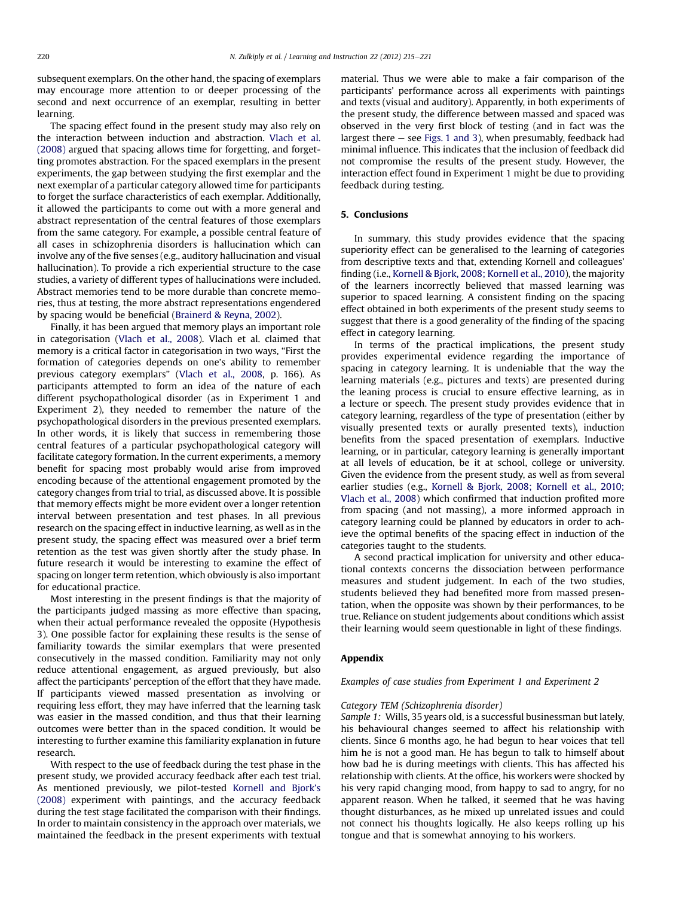subsequent exemplars. On the other hand, the spacing of exemplars may encourage more attention to or deeper processing of the second and next occurrence of an exemplar, resulting in better learning.

The spacing effect found in the present study may also rely on the interaction between induction and abstraction. Vlach et al. (2008) argued that spacing allows time for forgetting, and forgetting promotes abstraction. For the spaced exemplars in the present experiments, the gap between studying the first exemplar and the next exemplar of a particular category allowed time for participants to forget the surface characteristics of each exemplar. Additionally, it allowed the participants to come out with a more general and abstract representation of the central features of those exemplars from the same category. For example, a possible central feature of all cases in schizophrenia disorders is hallucination which can involve any of the five senses (e.g., auditory hallucination and visual hallucination). To provide a rich experiential structure to the case studies, a variety of different types of hallucinations were included. Abstract memories tend to be more durable than concrete memories, thus at testing, the more abstract representations engendered by spacing would be beneficial (Brainerd & Reyna, 2002).

Finally, it has been argued that memory plays an important role in categorisation (Vlach et al., 2008). Vlach et al. claimed that memory is a critical factor in categorisation in two ways, "First the formation of categories depends on one's ability to remember previous category exemplars" (Vlach et al., 2008, p. 166). As participants attempted to form an idea of the nature of each different psychopathological disorder (as in Experiment 1 and Experiment 2), they needed to remember the nature of the psychopathological disorders in the previous presented exemplars. In other words, it is likely that success in remembering those central features of a particular psychopathological category will facilitate category formation. In the current experiments, a memory benefit for spacing most probably would arise from improved encoding because of the attentional engagement promoted by the category changes from trial to trial, as discussed above. It is possible that memory effects might be more evident over a longer retention interval between presentation and test phases. In all previous research on the spacing effect in inductive learning, as well as in the present study, the spacing effect was measured over a brief term retention as the test was given shortly after the study phase. In future research it would be interesting to examine the effect of spacing on longer term retention, which obviously is also important for educational practice.

Most interesting in the present findings is that the majority of the participants judged massing as more effective than spacing, when their actual performance revealed the opposite (Hypothesis 3). One possible factor for explaining these results is the sense of familiarity towards the similar exemplars that were presented consecutively in the massed condition. Familiarity may not only reduce attentional engagement, as argued previously, but also affect the participants' perception of the effort that they have made. If participants viewed massed presentation as involving or requiring less effort, they may have inferred that the learning task was easier in the massed condition, and thus that their learning outcomes were better than in the spaced condition. It would be interesting to further examine this familiarity explanation in future research.

With respect to the use of feedback during the test phase in the present study, we provided accuracy feedback after each test trial. As mentioned previously, we pilot-tested Kornell and Bjork's (2008) experiment with paintings, and the accuracy feedback during the test stage facilitated the comparison with their findings. In order to maintain consistency in the approach over materials, we maintained the feedback in the present experiments with textual material. Thus we were able to make a fair comparison of the participants' performance across all experiments with paintings and texts (visual and auditory). Apparently, in both experiments of the present study, the difference between massed and spaced was observed in the very first block of testing (and in fact was the largest there – see Figs. 1 and 3), when presumably, feedback had minimal influence. This indicates that the inclusion of feedback did not compromise the results of the present study. However, the interaction effect found in Experiment 1 might be due to providing feedback during testing.

## 5. Conclusions

In summary, this study provides evidence that the spacing superiority effect can be generalised to the learning of categories from descriptive texts and that, extending Kornell and colleagues' finding (i.e., Kornell & Bjork, 2008; Kornell et al., 2010), the majority of the learners incorrectly believed that massed learning was superior to spaced learning. A consistent finding on the spacing effect obtained in both experiments of the present study seems to suggest that there is a good generality of the finding of the spacing effect in category learning.

In terms of the practical implications, the present study provides experimental evidence regarding the importance of spacing in category learning. It is undeniable that the way the learning materials (e.g., pictures and texts) are presented during the leaning process is crucial to ensure effective learning, as in a lecture or speech. The present study provides evidence that in category learning, regardless of the type of presentation (either by visually presented texts or aurally presented texts), induction benefits from the spaced presentation of exemplars. Inductive learning, or in particular, category learning is generally important at all levels of education, be it at school, college or university. Given the evidence from the present study, as well as from several earlier studies (e.g., Kornell & Bjork, 2008; Kornell et al., 2010; Vlach et al., 2008) which confirmed that induction profited more from spacing (and not massing), a more informed approach in category learning could be planned by educators in order to achieve the optimal benefits of the spacing effect in induction of the categories taught to the students.

A second practical implication for university and other educational contexts concerns the dissociation between performance measures and student judgement. In each of the two studies, students believed they had benefited more from massed presentation, when the opposite was shown by their performances, to be true. Reliance on student judgements about conditions which assist their learning would seem questionable in light of these findings.

## Appendix

*Examples of case studies from Experiment 1 and Experiment 2*

*Category TEM (Schizophrenia disorder)*

*Sample 1:* Wills, 35 years old, is a successful businessman but lately, his behavioural changes seemed to affect his relationship with clients. Since 6 months ago, he had begun to hear voices that tell him he is not a good man. He has begun to talk to himself about how bad he is during meetings with clients. This has affected his relationship with clients. At the office, his workers were shocked by his very rapid changing mood, from happy to sad to angry, for no apparent reason. When he talked, it seemed that he was having thought disturbances, as he mixed up unrelated issues and could not connect his thoughts logically. He also keeps rolling up his tongue and that is somewhat annoying to his workers.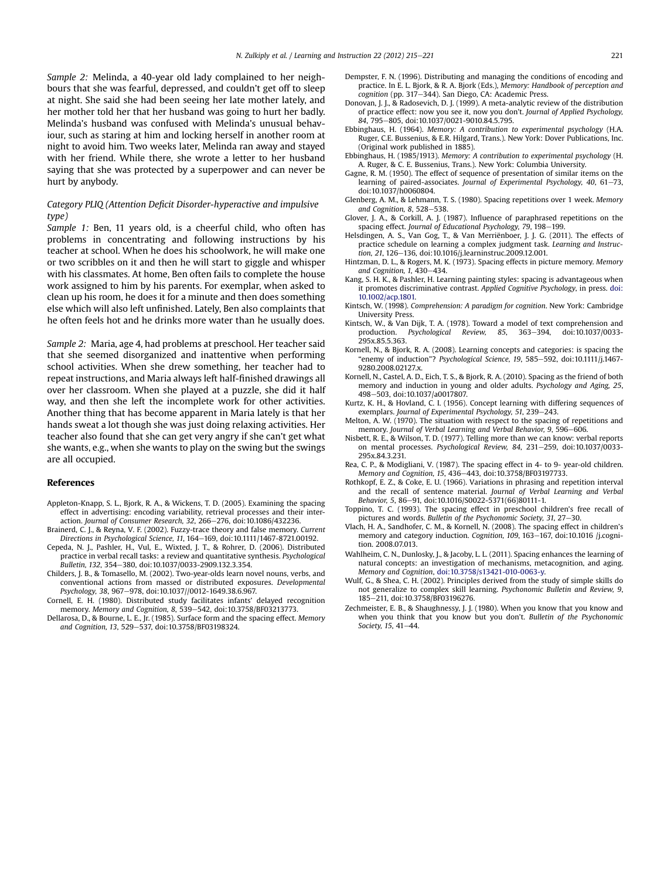*Sample 2:* Melinda, a 40-year old lady complained to her neighbours that she was fearful, depressed, and couldn't get off to sleep at night. She said she had been seeing her late mother lately, and her mother told her that her husband was going to hurt her badly. Melinda's husband was confused with Melinda's unusual behaviour, such as staring at him and locking herself in another room at night to avoid him. Two weeks later, Melinda ran away and stayed with her friend. While there, she wrote a letter to her husband saying that she was protected by a superpower and can never be hurt by anybody.

*Category PLIQ (Attention Deficit Disorder-hyperactive and impulsive type)*

*Sample 1:* Ben, 11 years old, is a cheerful child, who often has problems in concentrating and following instructions by his teacher at school. When he does his schoolwork, he will make one or two scribbles on it and then he will start to giggle and whisper with his classmates. At home, Ben often fails to complete the house work assigned to him by his parents. For exemplar, when asked to clean up his room, he does it for a minute and then does something else which will also left unfinished. Lately, Ben also complaints that he often feels hot and he drinks more water than he usually does.

*Sample 2:* Maria, age 4, had problems at preschool. Her teacher said that she seemed disorganized and inattentive when performing school activities. When she drew something, her teacher had to repeat instructions, and Maria always left half-finished drawings all over her classroom. When she played at a puzzle, she did it half way, and then she left the incomplete work for other activities. Another thing that has become apparent in Maria lately is that her hands sweat a lot though she was just doing relaxing activities. Her teacher also found that she can get very angry if she can't get what she wants, e.g., when she wants to play on the swing but the swings are all occupied.

## References

Appleton-Knapp, S. L., Bjork, R. A., & Wickens, T. D. (2005). Examining the spacing effect in advertising: encoding variability, retrieval processes and their interaction. *Journal of Consumer Research, 32*, 266–276, doi:10.1086/432236.

Brainerd, C. J., & Reyna, V. F. (2002). Fuzzy-trace theory and false memory. *Current Directions in Psychological Science, 11*, 164–169, doi:10.1111/1467-8721.00192.

Cepeda, N. J., Pashler, H., Vul, E., Wixted, J. T., & Rohrer, D. (2006). Distributed practice in verbal recall tasks: a review and quantitative synthesis. *Psychological Bulletin, 132*, 354–380, doi:10.1037/0033-2909.132.3.354.

Childers, J. B., & Tomasello, M. (2002). Two-year-olds learn novel nouns, verbs, and conventional actions from massed or distributed exposures. *Developmental Psychology, 38*, 967–978, doi:10.1037//0012-1649.38.6.967.

Cornell, E. H. (1980). Distributed study facilitates infants' delayed recognition memory. *Memory and Cognition, 8*, 539–542, doi:10.3758/BF03213773.

Dellarosa, D., & Bourne, L. E., Jr. (1985). Surface form and the spacing effect. *Memory and Cognition, 13*, 529–537, doi:10.3758/BF03198324.

Dempster, F. N. (1996). Distributing and managing the conditions of encoding and practice. In E. L. Bjork, & R. A. Bjork (Eds.), *Memory: Handbook of perception and cognition* (pp. 317–344). San Diego, CA: Academic Press.

Donovan, J. J., & Radosevich, D. J. (1999). A meta-analytic review of the distribution of practice effect: now you see it, now you don't. *Journal of Applied Psychology, 84*, 795–805, doi:10.1037/0021-9010.84.5.795.

Ebbinghaus, H. (1964). *Memory: A contribution to experimental psychology* (H.A. Ruger, C.E. Bussenius, & E.R. Hilgard, Trans.). New York: Dover Publications, Inc. (Original work published in 1885).

Ebbinghaus, H. (1985/1913). *Memory: A contribution to experimental psychology* (H. A. Ruger, & C. E. Bussenius, Trans.). New York: Columbia University.

Gagne, R. M. (1950). The effect of sequence of presentation of similar items on the learning of paired-associates. *Journal of Experimental Psychology, 40*, 61–73, doi:10.1037/h0060804.

Glenberg, A. M., & Lehmann, T. S. (1980). Spacing repetitions over 1 week. *Memory and Cognition, 8*, 528–538.

Glover, J. A., & Corkill, A. J. (1987). Influence of paraphrased repetitions on the spacing effect. *Journal of Educational Psychology, 79*, 198–199.

Helsdingen, A. S., Van Gog, T., & Van Merriënboer, J. J. G. (2011). The effects of practice schedule on learning a complex judgment task. *Learning and Instruction, 21*, 126–136, doi:10.1016/j.learninstruc.2009.12.001.

Hintzman, D. L., & Rogers, M. K. (1973). Spacing effects in picture memory. *Memory and Cognition, 1*, 430–434.

Kang, S. H. K., & Pashler, H. Learning painting styles: spacing is advantageous when it promotes discriminative contrast. *Applied Cognitive Psychology*, in press. doi:10.1002/acp.1801.

Kintsch, W. (1998). *Comprehension: A paradigm for cognition*. New York: Cambridge University Press.

Kintsch, W., & Van Dijk, T. A. (1978). Toward a model of text comprehension and production. *Psychological Review, 85*, 363–394, doi:10.1037/0033-295x.85.5.363.

Kornell, N., & Bjork, R. A. (2008). Learning concepts and categories: is spacing the "enemy of induction"? *Psychological Science, 19*, 585–592, doi:10.1111/j.1467-9280.2008.02127.x.

Kornell, N., Castel, A. D., Eich, T. S., & Bjork, R. A. (2010). Spacing as the friend of both memory and induction in young and older adults. *Psychology and Aging, 25*, 498–503, doi:10.1037/a0017807.

Kurtz, K. H., & Hovland, C. I. (1956). Concept learning with differing sequences of exemplars. *Journal of Experimental Psychology, 51*, 239–243.

Melton, A. W. (1970). The situation with respect to the spacing of repetitions and memory. *Journal of Verbal Learning and Verbal Behavior, 9*, 596–606.

Nisbett, R. E., & Wilson, T. D. (1977). Telling more than we can know: verbal reports on mental processes. *Psychological Review, 84*, 231–259, doi:10.1037/0033-295x.84.3.231.

Rea, C. P., & Modigliani, V. (1987). The spacing effect in 4- to 9- year-old children. *Memory and Cognition, 15*, 436–443, doi:10.3758/BF03197733.

Rothkopf, E. Z., & Coke, E. U. (1966). Variations in phrasing and repetition interval and the recall of sentence material. *Journal of Verbal Learning and Verbal Behavior, 5*, 86–91, doi:10.1016/S0022-5371(66)80111-1.

Toppino, T. C. (1993). The spacing effect in preschool children's free recall of pictures and words. *Bulletin of the Psychonomic Society, 31*, 27–30.

Vlach, H. A., Sandhofer, C. M., & Kornell, N. (2008). The spacing effect in children's memory and category induction. *Cognition, 109*, 163–167, doi:10.1016 /j.cognition. 2008.07.013.

Wahlheim, C. N., Dunlosky, J., & Jacoby, L. L. (2011). Spacing enhances the learning of natural concepts: an investigation of mechanisms, metacognition, and aging. *Memory and Cognition*, doi:10.3758/s13421-010-0063-y.

Wulf, G., & Shea, C. H. (2002). Principles derived from the study of simple skills do not generalize to complex skill learning. *Psychonomic Bulletin and Review, 9*, 185–211, doi:10.3758/BF03196276.

Zechmeister, E. B., & Shaughnessy, J. J. (1980). When you know that you know and when you think that you know but you don't. *Bulletin of the Psychonomic Society, 15*, 41–44.